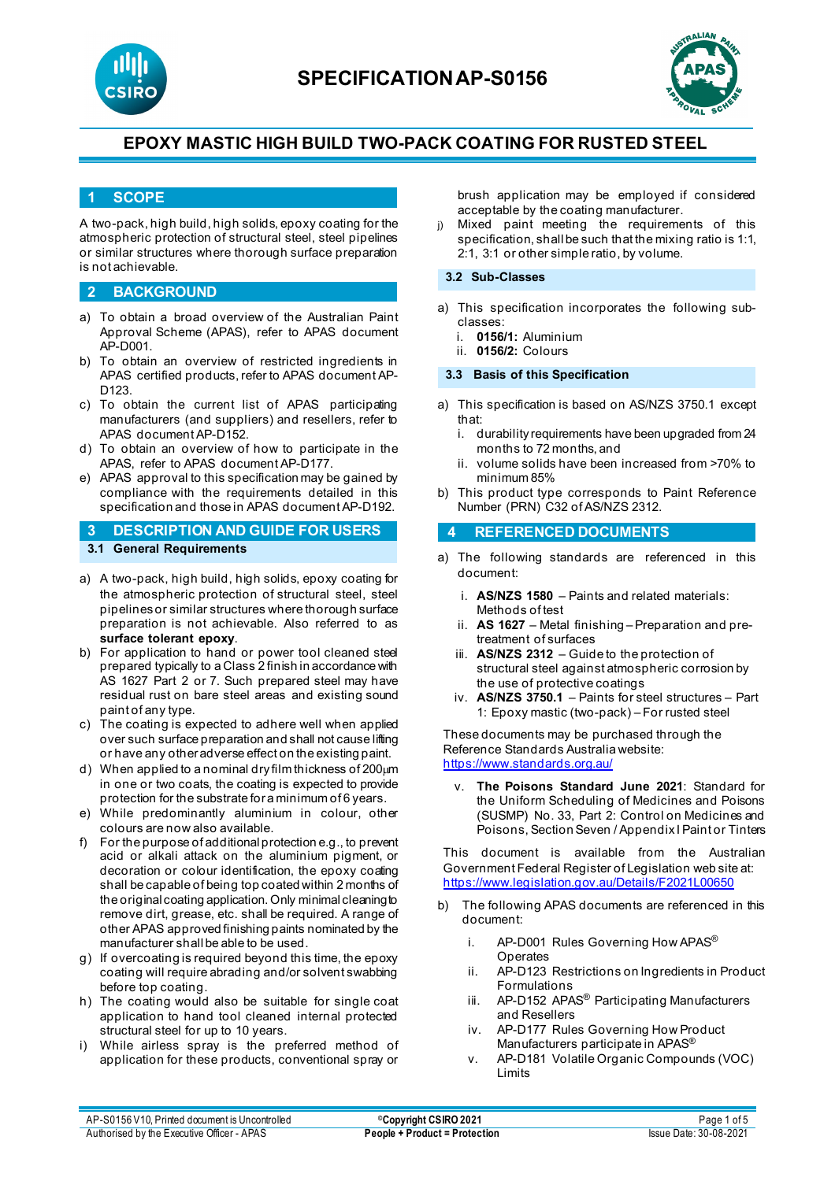# SPECIFICATION AP-S0156

## EPOXY MASTIC HIGH BUILD TWO-PACK COATING FOR RUSTED STEEL

## 1 SCOPE

A two-pack, high build, high solids, epoxy coating for the atmospheric protection of structural steel, steel pipelines or similar structures where thorough surface preparation is not achievable.

## 2 BACKGROUND

a) To obtain a broad overview of the Australian Paint Approval Scheme (APAS), refer to APAS document AP-D001.
b) To obtain an overview of restricted ingredients in APAS certified products, refer to APAS document AP-D123.
c) To obtain the current list of APAS participating manufacturers (and suppliers) and resellers, refer to APAS document AP-D152.
d) To obtain an overview of how to participate in the APAS, refer to APAS document AP-D177.
e) APAS approval to this specification may be gained by compliance with the requirements detailed in this specification and those in APAS document AP-D192.

## 3 DESCRIPTION AND GUIDE FOR USERS

### 3.1 General Requirements

a) A two-pack, high build, high solids, epoxy coating for the atmospheric protection of structural steel, steel pipelines or similar structures where thorough surface preparation is not achievable. Also referred to as **surface tolerant epoxy**.
b) For application to hand or power tool cleaned steel prepared typically to a Class 2 finish in accordance with AS 1627 Part 2 or 7. Such prepared steel may have residual rust on bare steel areas and existing sound paint of any type.
c) The coating is expected to adhere well when applied over such surface preparation and shall not cause lifting or have any other adverse effect on the existing paint.
d) When applied to a nominal dry film thickness of 200µm in one or two coats, the coating is expected to provide protection for the substrate for a minimum of 6 years.
e) While predominantly aluminium in colour, other colours are now also available.
f) For the purpose of additional protection e.g., to prevent acid or alkali attack on the aluminium pigment, or decoration or colour identification, the epoxy coating shall be capable of being top coated within 2 months of the original coating application. Only minimal cleaning to remove dirt, grease, etc. shall be required. A range of other APAS approved finishing paints nominated by the manufacturer shall be able to be used.
g) If overcoating is required beyond this time, the epoxy coating will require abrading and/or solvent swabbing before top coating.
h) The coating would also be suitable for single coat application to hand tool cleaned internal protected structural steel for up to 10 years.
i) While airless spray is the preferred method of application for these products, conventional spray or brush application may be employed if considered acceptable by the coating manufacturer.
j) Mixed paint meeting the requirements of this specification, shall be such that the mixing ratio is 1:1, 2:1, 3:1 or other simple ratio, by volume.

### 3.2 Sub-Classes

a) This specification incorporates the following sub-classes:
   i. **0156/1:** Aluminium
   ii. **0156/2:** Colours

### 3.3 Basis of this Specification

a) This specification is based on AS/NZS 3750.1 except that:
   i. durability requirements have been upgraded from 24 months to 72 months, and
   ii. volume solids have been increased from >70% to minimum 85%
b) This product type corresponds to Paint Reference Number (PRN) C32 of AS/NZS 2312.

## 4 REFERENCED DOCUMENTS

a) The following standards are referenced in this document:
   i. **AS/NZS 1580** – Paints and related materials: Methods of test
   ii. **AS 1627** – Metal finishing – Preparation and pre-treatment of surfaces
   iii. **AS/NZS 2312** – Guide to the protection of structural steel against atmospheric corrosion by the use of protective coatings
   iv. **AS/NZS 3750.1** – Paints for steel structures – Part 1: Epoxy mastic (two-pack) – For rusted steel

   These documents may be purchased through the Reference Standards Australia website: https://www.standards.org.au/

   v. **The Poisons Standard June 2021**: Standard for the Uniform Scheduling of Medicines and Poisons (SUSMP) No. 33, Part 2: Control on Medicines and Poisons, Section Seven / Appendix I Paint or Tinters

   This document is available from the Australian Government Federal Register of Legislation web site at: https://www.legislation.gov.au/Details/F2021L00650

b) The following APAS documents are referenced in this document:
   i. AP-D001 Rules Governing How APAS® Operates
   ii. AP-D123 Restrictions on Ingredients in Product Formulations
   iii. AP-D152 APAS® Participating Manufacturers and Resellers
   iv. AP-D177 Rules Governing How Product Manufacturers participate in APAS®
   v. AP-D181 Volatile Organic Compounds (VOC) Limits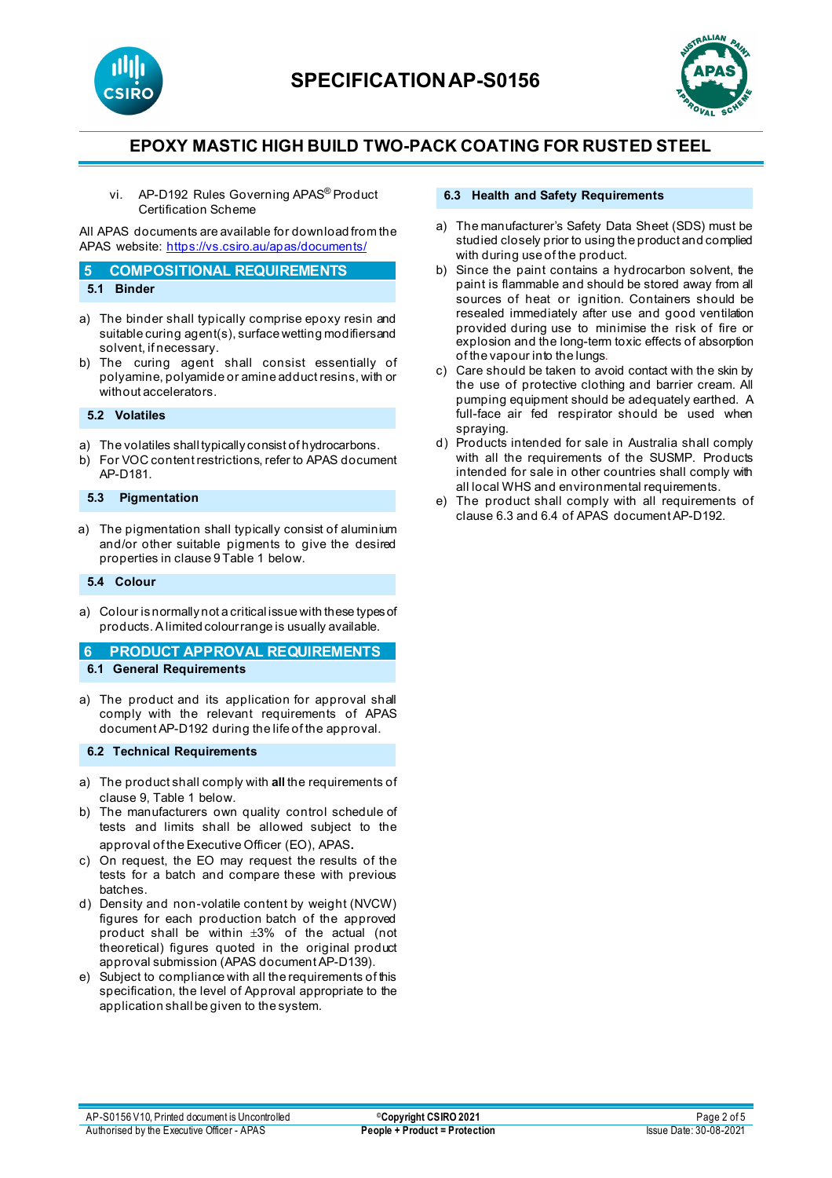vi. AP-D192 Rules Governing APAS® Product Certification Scheme

All APAS documents are available for download from the APAS website: https://vs.csiro.au/apas/documents/

## 5 COMPOSITIONAL REQUIREMENTS

### 5.1 Binder

a) The binder shall typically comprise epoxy resin and suitable curing agent(s), surface wetting modifiers and solvent, if necessary.
b) The curing agent shall consist essentially of polyamine, polyamide or amine adduct resins, with or without accelerators.

### 5.2 Volatiles

a) The volatiles shall typically consist of hydrocarbons.
b) For VOC content restrictions, refer to APAS document AP-D181.

### 5.3 Pigmentation

a) The pigmentation shall typically consist of aluminium and/or other suitable pigments to give the desired properties in clause 9 Table 1 below.

### 5.4 Colour

a) Colour is normally not a critical issue with these types of products. A limited colour range is usually available.

## 6 PRODUCT APPROVAL REQUIREMENTS

### 6.1 General Requirements

a) The product and its application for approval shall comply with the relevant requirements of APAS document AP-D192 during the life of the approval.

### 6.2 Technical Requirements

a) The product shall comply with **all** the requirements of clause 9, Table 1 below.
b) The manufacturers own quality control schedule of tests and limits shall be allowed subject to the approval of the Executive Officer (EO), APAS.
c) On request, the EO may request the results of the tests for a batch and compare these with previous batches.
d) Density and non-volatile content by weight (NVCW) figures for each production batch of the approved product shall be within ±3% of the actual (not theoretical) figures quoted in the original product approval submission (APAS document AP-D139).
e) Subject to compliance with all the requirements of this specification, the level of Approval appropriate to the application shall be given to the system.

### 6.3 Health and Safety Requirements

a) The manufacturer's Safety Data Sheet (SDS) must be studied closely prior to using the product and complied with during use of the product.
b) Since the paint contains a hydrocarbon solvent, the paint is flammable and should be stored away from all sources of heat or ignition. Containers should be resealed immediately after use and good ventilation provided during use to minimise the risk of fire or explosion and the long-term toxic effects of absorption of the vapour into the lungs.
c) Care should be taken to avoid contact with the skin by the use of protective clothing and barrier cream. All pumping equipment should be adequately earthed. A full-face air fed respirator should be used when spraying.
d) Products intended for sale in Australia shall comply with all the requirements of the SUSMP. Products intended for sale in other countries shall comply with all local WHS and environmental requirements.
e) The product shall comply with all requirements of clause 6.3 and 6.4 of APAS document AP-D192.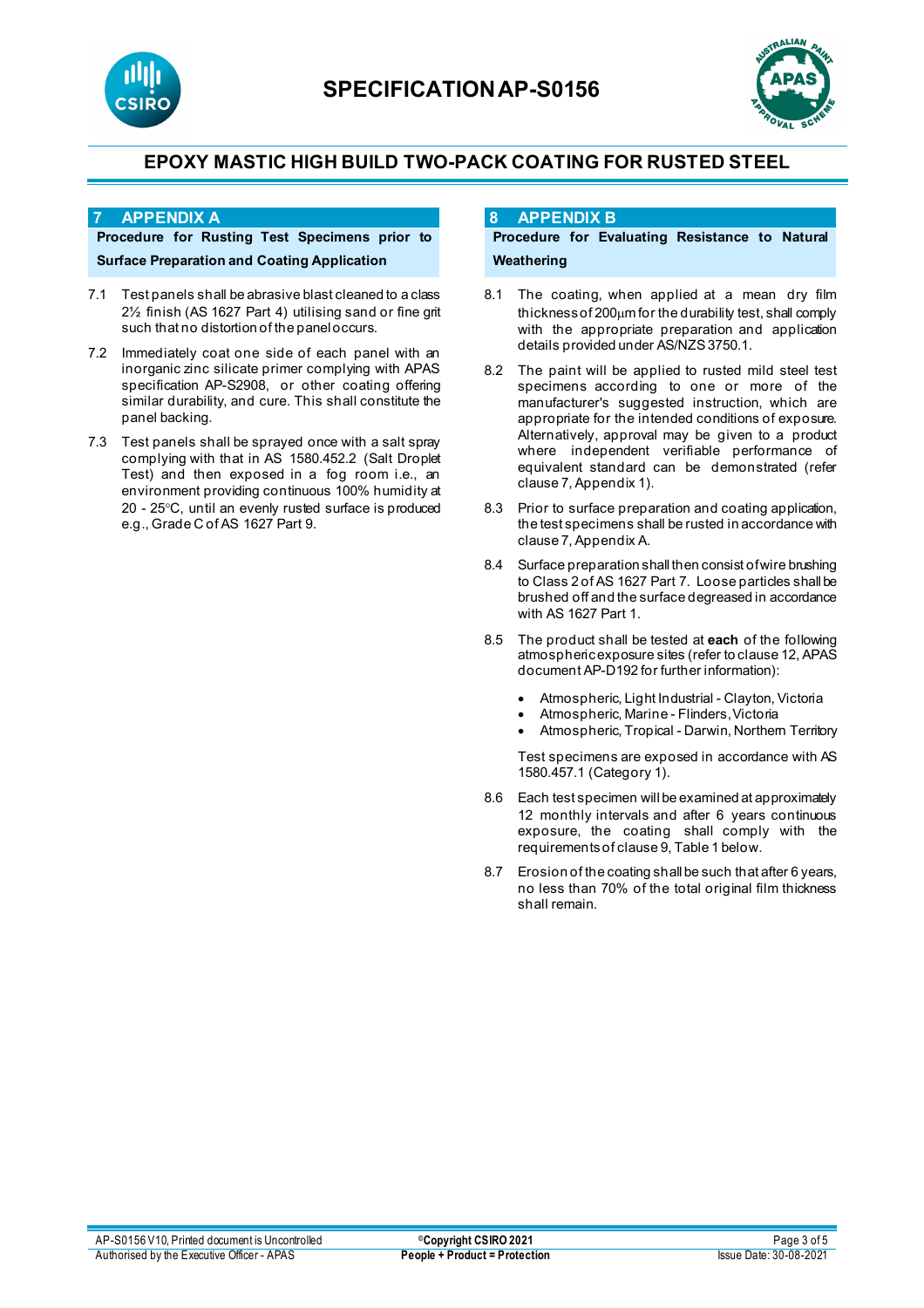## 7 APPENDIX A

**Procedure for Rusting Test Specimens prior to Surface Preparation and Coating Application**

7.1 Test panels shall be abrasive blast cleaned to a class 2½ finish (AS 1627 Part 4) utilising sand or fine grit such that no distortion of the panel occurs.

7.2 Immediately coat one side of each panel with an inorganic zinc silicate primer complying with APAS specification AP-S2908, or other coating offering similar durability, and cure. This shall constitute the panel backing.

7.3 Test panels shall be sprayed once with a salt spray complying with that in AS 1580.452.2 (Salt Droplet Test) and then exposed in a fog room i.e., an environment providing continuous 100% humidity at 20 - 25°C, until an evenly rusted surface is produced e.g., Grade C of AS 1627 Part 9.

## 8 APPENDIX B

**Procedure for Evaluating Resistance to Natural Weathering**

8.1 The coating, when applied at a mean dry film thickness of 200µm for the durability test, shall comply with the appropriate preparation and application details provided under AS/NZS 3750.1.

8.2 The paint will be applied to rusted mild steel test specimens according to one or more of the manufacturer's suggested instruction, which are appropriate for the intended conditions of exposure. Alternatively, approval may be given to a product where independent verifiable performance of equivalent standard can be demonstrated (refer clause 7, Appendix 1).

8.3 Prior to surface preparation and coating application, the test specimens shall be rusted in accordance with clause 7, Appendix A.

8.4 Surface preparation shall then consist of wire brushing to Class 2 of AS 1627 Part 7. Loose particles shall be brushed off and the surface degreased in accordance with AS 1627 Part 1.

8.5 The product shall be tested at **each** of the following atmospheric exposure sites (refer to clause 12, APAS document AP-D192 for further information):

- Atmospheric, Light Industrial - Clayton, Victoria
- Atmospheric, Marine - Flinders, Victoria
- Atmospheric, Tropical - Darwin, Northern Territory

Test specimens are exposed in accordance with AS 1580.457.1 (Category 1).

8.6 Each test specimen will be examined at approximately 12 monthly intervals and after 6 years continuous exposure, the coating shall comply with the requirements of clause 9, Table 1 below.

8.7 Erosion of the coating shall be such that after 6 years, no less than 70% of the total original film thickness shall remain.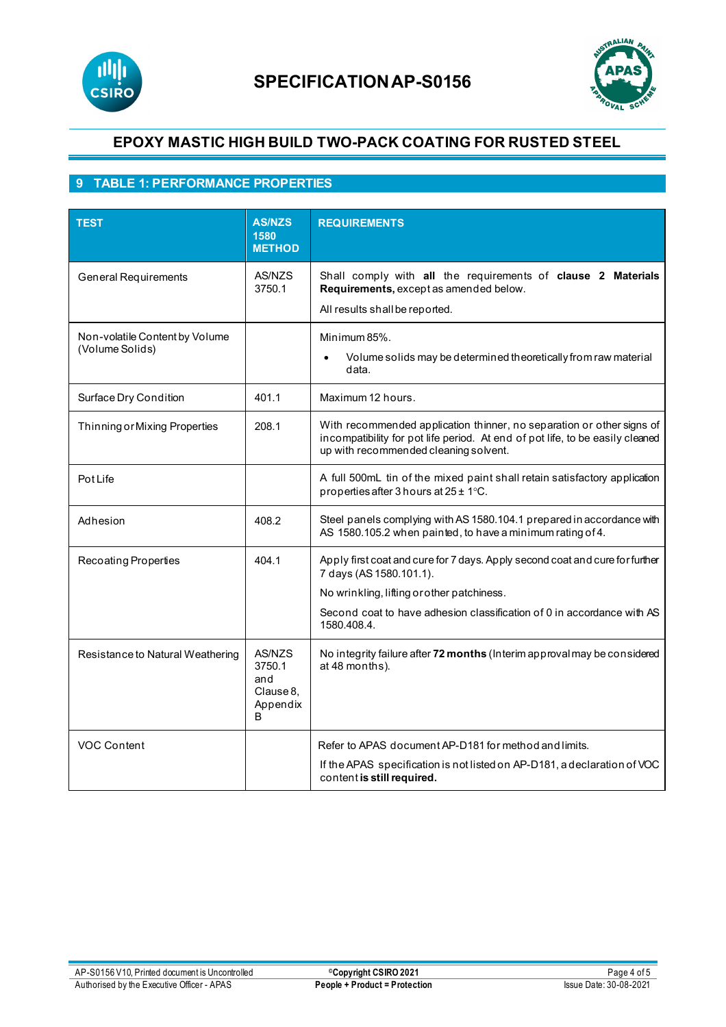# SPECIFICATION AP-S0156

## EPOXY MASTIC HIGH BUILD TWO-PACK COATING FOR RUSTED STEEL

## 9 TABLE 1: PERFORMANCE PROPERTIES

| TEST | AS/NZS 1580 METHOD | REQUIREMENTS |
|---|---|---|
| General Requirements | AS/NZS 3750.1 | Shall comply with **all** the requirements of **clause 2 Materials Requirements,** except as amended below.<br><br>All results shall be reported. |
| Non-volatile Content by Volume (Volume Solids) | | Minimum 85%.<br><br>• Volume solids may be determined theoretically from raw material data. |
| Surface Dry Condition | 401.1 | Maximum 12 hours. |
| Thinning or Mixing Properties | 208.1 | With recommended application thinner, no separation or other signs of incompatibility for pot life period. At end of pot life, to be easily cleaned up with recommended cleaning solvent. |
| Pot Life | | A full 500mL tin of the mixed paint shall retain satisfactory application properties after 3 hours at 25 ± 1°C. |
| Adhesion | 408.2 | Steel panels complying with AS 1580.104.1 prepared in accordance with AS 1580.105.2 when painted, to have a minimum rating of 4. |
| Recoating Properties | 404.1 | Apply first coat and cure for 7 days. Apply second coat and cure for further 7 days (AS 1580.101.1).<br><br>No wrinkling, lifting or other patchiness.<br><br>Second coat to have adhesion classification of 0 in accordance with AS 1580.408.4. |
| Resistance to Natural Weathering | AS/NZS 3750.1 and Clause 8, Appendix B | No integrity failure after **72 months** (Interim approval may be considered at 48 months). |
| VOC Content | | Refer to APAS document AP-D181 for method and limits.<br><br>If the APAS specification is not listed on AP-D181, a declaration of VOC content **is still required.** |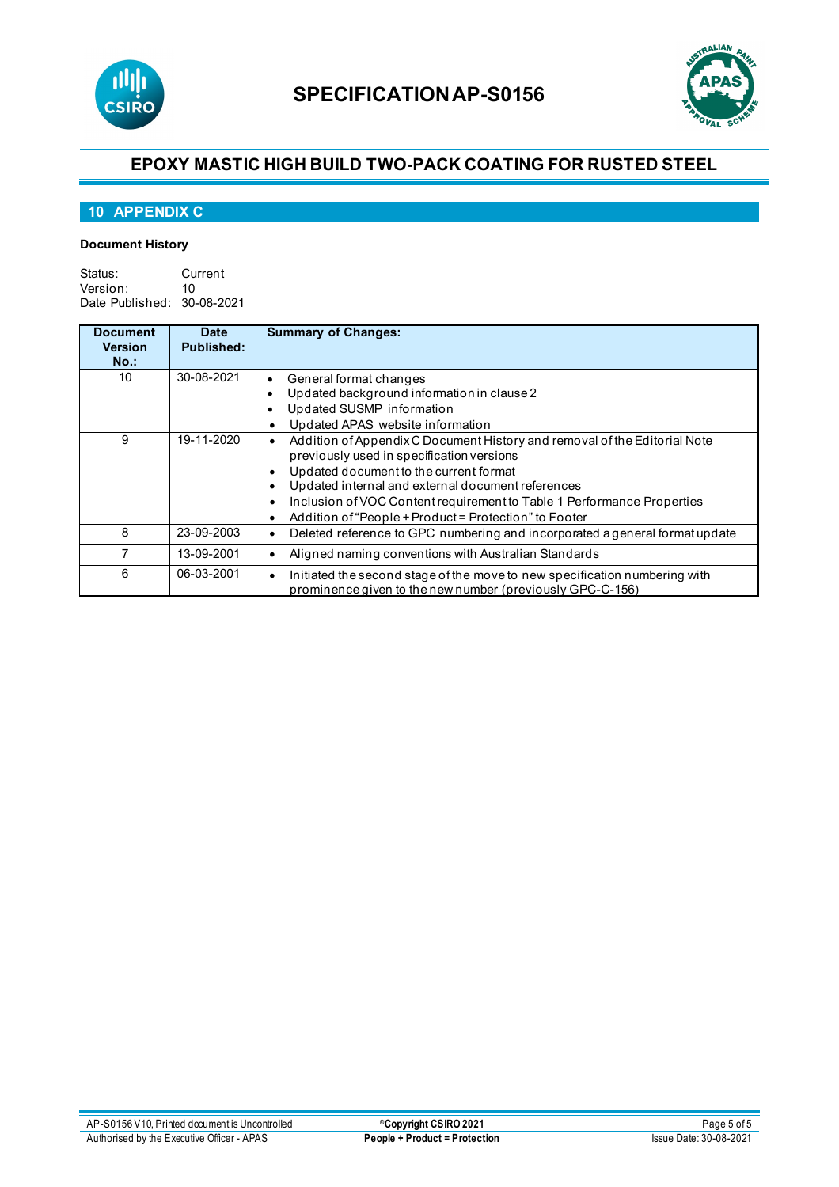## 10 APPENDIX C

**Document History**

Status: Current
Version: 10
Date Published: 30-08-2021

| Document Version No.: | Date Published: | Summary of Changes: |
|---|---|---|
| 10 | 30-08-2021 | • General format changes<br>• Updated background information in clause 2<br>• Updated SUSMP information<br>• Updated APAS website information |
| 9 | 19-11-2020 | • Addition of Appendix C Document History and removal of the Editorial Note previously used in specification versions<br>• Updated document to the current format<br>• Updated internal and external document references<br>• Inclusion of VOC Content requirement to Table 1 Performance Properties<br>• Addition of "People + Product = Protection" to Footer |
| 8 | 23-09-2003 | • Deleted reference to GPC numbering and incorporated a general format update |
| 7 | 13-09-2001 | • Aligned naming conventions with Australian Standards |
| 6 | 06-03-2001 | • Initiated the second stage of the move to new specification numbering with prominence given to the new number (previously GPC-C-156) |